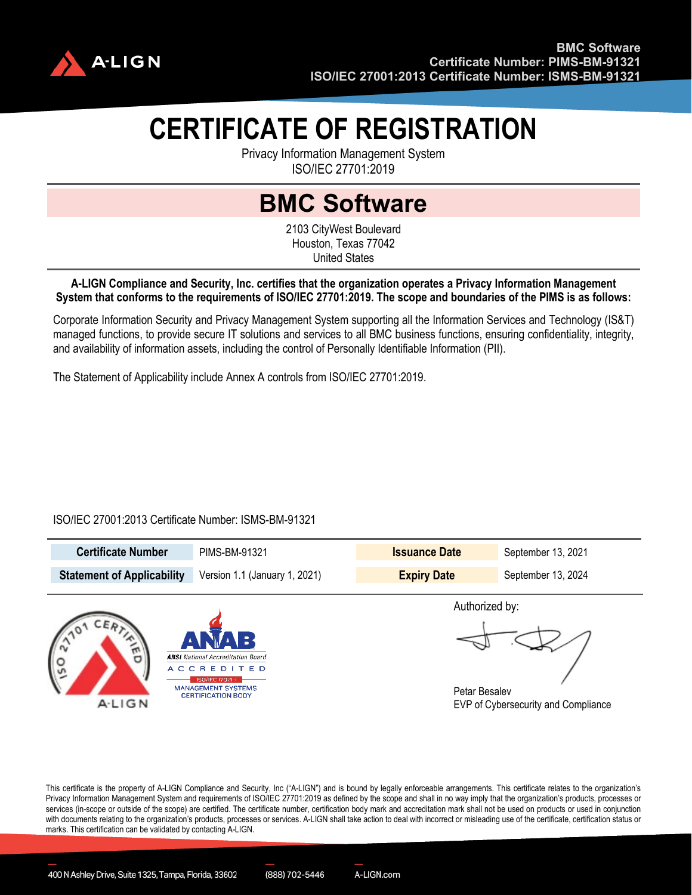BMC Software
Certificate Number: PIMS-BM-91321
ISO/IEC 27001:2013 Certificate Number: ISMS-BM-91321

# CERTIFICATE OF REGISTRATION

Privacy Information Management System
ISO/IEC 27701:2019

## BMC Software

2103 CityWest Boulevard
Houston, Texas 77042
United States

**A-LIGN Compliance and Security, Inc. certifies that the organization operates a Privacy Information Management System that conforms to the requirements of ISO/IEC 27701:2019. The scope and boundaries of the PIMS is as follows:**

Corporate Information Security and Privacy Management System supporting all the Information Services and Technology (IS&T) managed functions, to provide secure IT solutions and services to all BMC business functions, ensuring confidentiality, integrity, and availability of information assets, including the control of Personally Identifiable Information (PII).

The Statement of Applicability include Annex A controls from ISO/IEC 27701:2019.

ISO/IEC 27001:2013 Certificate Number: ISMS-BM-91321

| **Certificate Number** | PIMS-BM-91321 | **Issuance Date** | September 13, 2021 |
|---|---|---|---|
| **Statement of Applicability** | Version 1.1 (January 1, 2021) | **Expiry Date** | September 13, 2024 |

ISO 27701 CERTIFIED A-LIGN

ANAB ANSI National Accreditation Board ACCREDITED ISO/IEC 17021-1 MANAGEMENT SYSTEMS CERTIFICATION BODY

Authorized by:

Petar Besalev
EVP of Cybersecurity and Compliance

This certificate is the property of A-LIGN Compliance and Security, Inc ("A-LIGN") and is bound by legally enforceable arrangements. This certificate relates to the organization's Privacy Information Management System and requirements of ISO/IEC 27701:2019 as defined by the scope and shall in no way imply that the organization's products, processes or services (in-scope or outside of the scope) are certified. The certificate number, certification body mark and accreditation mark shall not be used on products or used in conjunction with documents relating to the organization's products, processes or services. A-LIGN shall take action to deal with incorrect or misleading use of the certificate, certification status or marks. This certification can be validated by contacting A-LIGN.

400 N Ashley Drive, Suite 1325, Tampa, Florida, 33602 | (888) 702-5446 | A-LIGN.com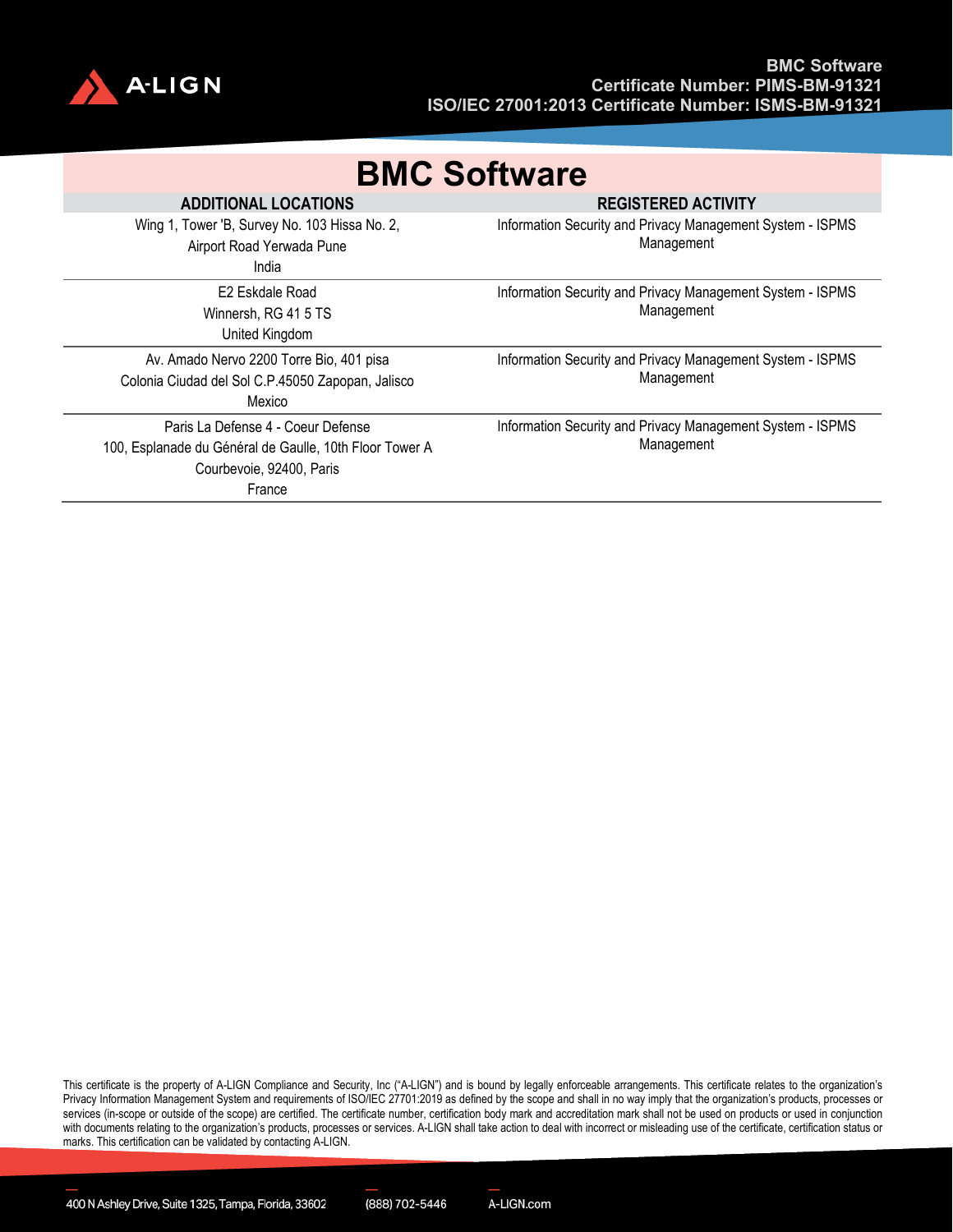# BMC Software

| ADDITIONAL LOCATIONS | REGISTERED ACTIVITY |
|---|---|
| Wing 1, Tower 'B, Survey No. 103 Hissa No. 2, Airport Road Yerwada Pune India | Information Security and Privacy Management System - ISPMS Management |
| E2 Eskdale Road Winnersh, RG 41 5 TS United Kingdom | Information Security and Privacy Management System - ISPMS Management |
| Av. Amado Nervo 2200 Torre Bio, 401 pisa Colonia Ciudad del Sol C.P.45050 Zapopan, Jalisco Mexico | Information Security and Privacy Management System - ISPMS Management |
| Paris La Defense 4 - Coeur Defense 100, Esplanade du Général de Gaulle, 10th Floor Tower A Courbevoie, 92400, Paris France | Information Security and Privacy Management System - ISPMS Management |

This certificate is the property of A-LIGN Compliance and Security, Inc ("A-LIGN") and is bound by legally enforceable arrangements. This certificate relates to the organization's Privacy Information Management System and requirements of ISO/IEC 27701:2019 as defined by the scope and shall in no way imply that the organization's products, processes or services (in-scope or outside of the scope) are certified. The certificate number, certification body mark and accreditation mark shall not be used on products or used in conjunction with documents relating to the organization's products, processes or services. A-LIGN shall take action to deal with incorrect or misleading use of the certificate, certification status or marks. This certification can be validated by contacting A-LIGN.